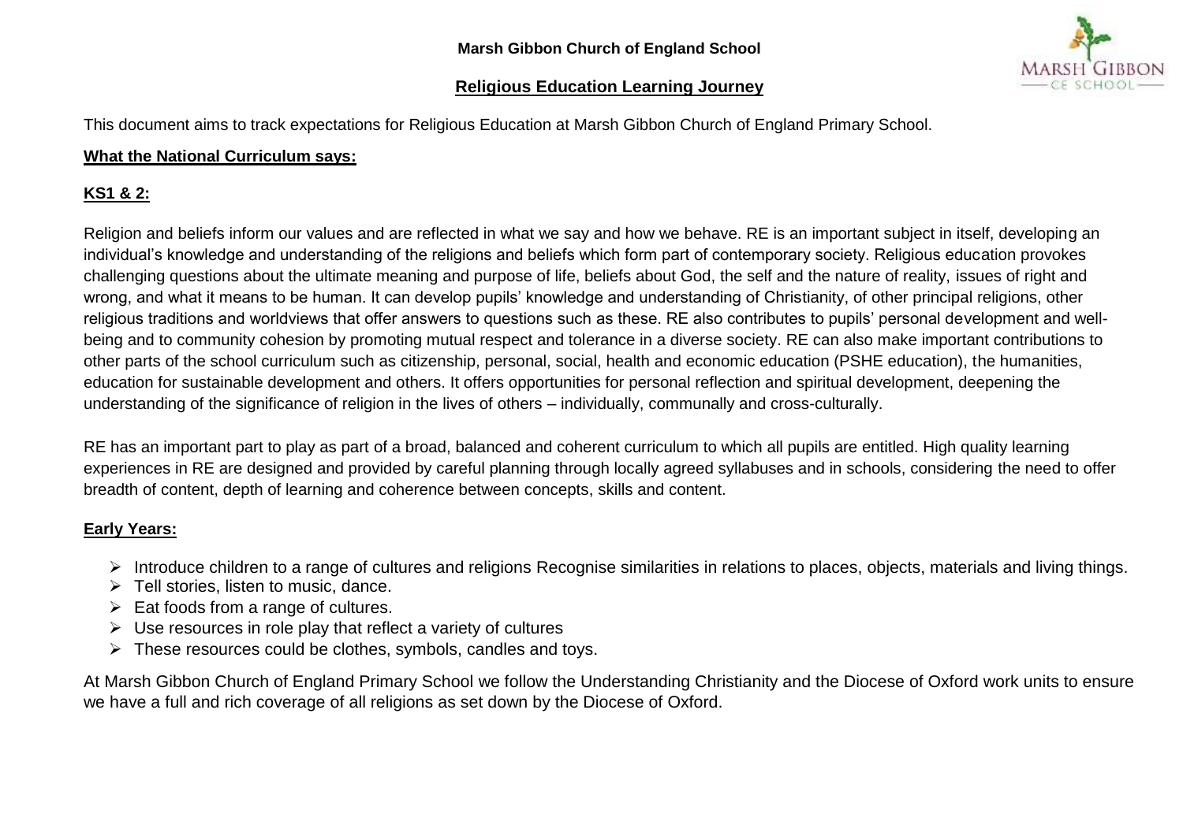**Marsh Gibbon Church of England School**

# Religious Education Learning Journey

This document aims to track expectations for Religious Education at Marsh Gibbon Church of England Primary School.

## What the National Curriculum says:

### KS1 & 2:

Religion and beliefs inform our values and are reflected in what we say and how we behave. RE is an important subject in itself, developing an individual's knowledge and understanding of the religions and beliefs which form part of contemporary society. Religious education provokes challenging questions about the ultimate meaning and purpose of life, beliefs about God, the self and the nature of reality, issues of right and wrong, and what it means to be human. It can develop pupils' knowledge and understanding of Christianity, of other principal religions, other religious traditions and worldviews that offer answers to questions such as these. RE also contributes to pupils' personal development and well-being and to community cohesion by promoting mutual respect and tolerance in a diverse society. RE can also make important contributions to other parts of the school curriculum such as citizenship, personal, social, health and economic education (PSHE education), the humanities, education for sustainable development and others. It offers opportunities for personal reflection and spiritual development, deepening the understanding of the significance of religion in the lives of others – individually, communally and cross-culturally.

RE has an important part to play as part of a broad, balanced and coherent curriculum to which all pupils are entitled. High quality learning experiences in RE are designed and provided by careful planning through locally agreed syllabuses and in schools, considering the need to offer breadth of content, depth of learning and coherence between concepts, skills and content.

### Early Years:

- Introduce children to a range of cultures and religions Recognise similarities in relations to places, objects, materials and living things.
- Tell stories, listen to music, dance.
- Eat foods from a range of cultures.
- Use resources in role play that reflect a variety of cultures
- These resources could be clothes, symbols, candles and toys.

At Marsh Gibbon Church of England Primary School we follow the Understanding Christianity and the Diocese of Oxford work units to ensure we have a full and rich coverage of all religions as set down by the Diocese of Oxford.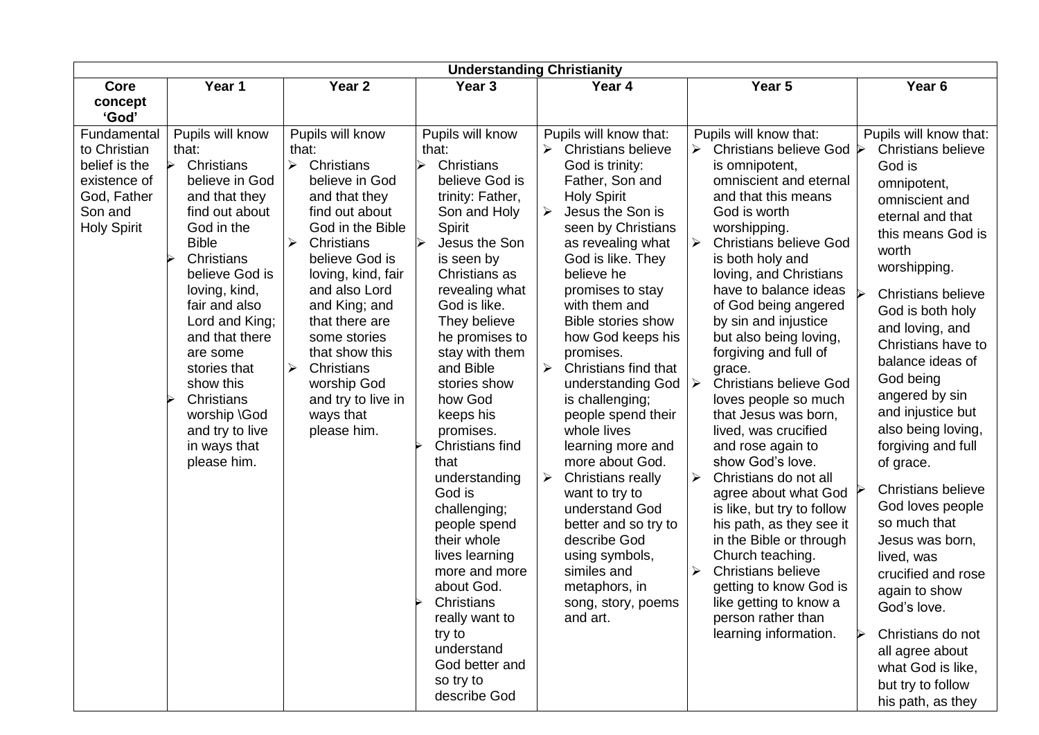| Understanding Christianity | | | | | | |
|---|---|---|---|---|---|---|
| **Core concept 'God'** | **Year 1** | **Year 2** | **Year 3** | **Year 4** | **Year 5** | **Year 6** |
| Fundamental to Christian belief is the existence of God, Father Son and Holy Spirit | Pupils will know that:<br>➢ Christians believe in God and that they find out about God in the Bible<br>➢ Christians believe God is loving, kind, fair and also Lord and King; and that there are some stories that show this<br>➢ Christians worship \God and try to live in ways that please him. | Pupils will know that:<br>➢ Christians believe in God and that they find out about God in the Bible<br>➢ Christians believe God is loving, kind, fair and also Lord and King; and that there are some stories that show this<br>➢ Christians worship God and try to live in ways that please him. | Pupils will know that:<br>➢ Christians believe God is trinity: Father, Son and Holy Spirit<br>➢ Jesus the Son is seen by Christians as revealing what God is like. They believe he promises to stay with them and Bible stories show how God keeps his promises.<br>➢ Christians find that understanding God is challenging; people spend their whole lives learning more and more about God.<br>➢ Christians really want to try to understand God better and so try to describe God | Pupils will know that:<br>➢ Christians believe God is trinity: Father, Son and Holy Spirit<br>➢ Jesus the Son is seen by Christians as revealing what God is like. They believe he promises to stay with them and Bible stories show how God keeps his promises.<br>➢ Christians find that understanding God is challenging; people spend their whole lives learning more and more about God.<br>➢ Christians really want to try to understand God better and so try to describe God using symbols, similes and metaphors, in song, story, poems and art. | Pupils will know that:<br>➢ Christians believe God is omnipotent, omniscient and eternal and that this means God is worth worshipping.<br>➢ Christians believe God is both holy and loving, and Christians have to balance ideas of God being angered by sin and injustice but also being loving, forgiving and full of grace.<br>➢ Christians believe God loves people so much that Jesus was born, lived, was crucified and rose again to show God's love.<br>➢ Christians do not all agree about what God is like, but try to follow his path, as they see it in the Bible or through Church teaching.<br>➢ Christians believe getting to know God is like getting to know a person rather than learning information. | Pupils will know that:<br>➢ Christians believe God is omnipotent, omniscient and eternal and that this means God is worth worshipping.<br>➢ Christians believe God is both holy and loving, and Christians have to balance ideas of God being angered by sin and injustice but also being loving, forgiving and full of grace.<br>➢ Christians believe God loves people so much that Jesus was born, lived, was crucified and rose again to show God's love.<br>➢ Christians do not all agree about what God is like, but try to follow his path, as they |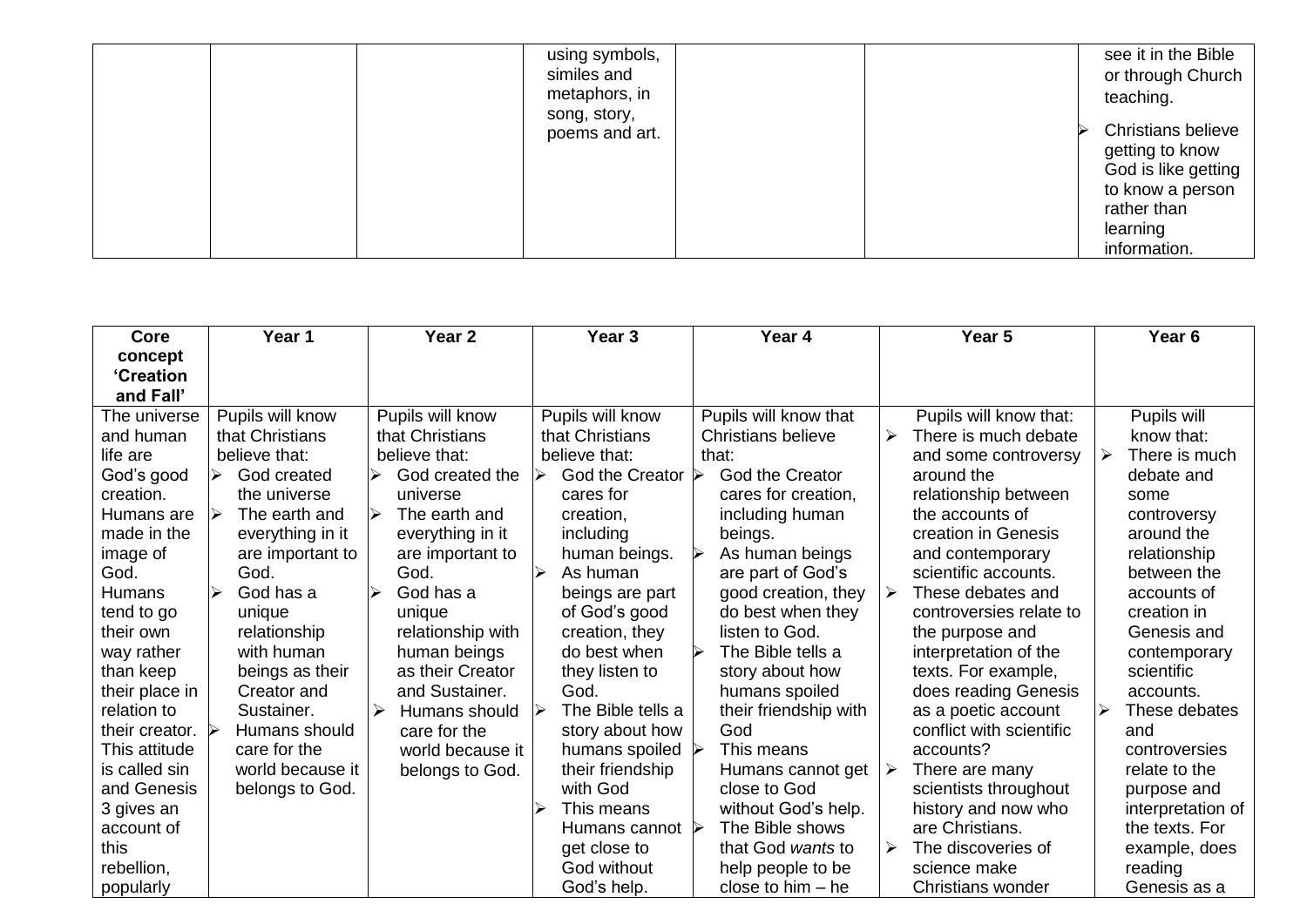| | | | | | | |
|---|---|---|---|---|---|---|
| | | | using symbols, similes and metaphors, in song, story, poems and art. | | | see it in the Bible or through Church teaching.<br>➢ Christians believe getting to know God is like getting to know a person rather than learning information. |

| Core concept 'Creation and Fall' | Year 1 | Year 2 | Year 3 | Year 4 | Year 5 | Year 6 |
|---|---|---|---|---|---|---|
| The universe and human life are God's good creation. Humans are made in the image of God. Humans tend to go their own way rather than keep their place in relation to their creator. This attitude is called sin and Genesis 3 gives an account of this rebellion, popularly | Pupils will know that Christians believe that:<br>➢ God created the universe<br>➢ The earth and everything in it are important to God.<br>➢ God has a unique relationship with human beings as their Creator and Sustainer.<br>➢ Humans should care for the world because it belongs to God. | Pupils will know that Christians believe that:<br>➢ God created the universe<br>➢ The earth and everything in it are important to God.<br>➢ God has a unique relationship with human beings as their Creator and Sustainer.<br>➢ Humans should care for the world because it belongs to God. | Pupils will know that Christians believe that:<br>➢ God the Creator cares for creation, including human beings.<br>➢ As human beings are part of God's good creation, they do best when they listen to God.<br>➢ The Bible tells a story about how humans spoiled their friendship with God<br>➢ This means Humans cannot get close to God without God's help. | Pupils will know that Christians believe that:<br>➢ God the Creator cares for creation, including human beings.<br>➢ As human beings are part of God's good creation, they do best when they listen to God.<br>➢ The Bible tells a story about how humans spoiled their friendship with God<br>➢ This means Humans cannot get close to God without God's help.<br>➢ The Bible shows that God *wants* to help people to be close to him – he | Pupils will know that:<br>➢ There is much debate and some controversy around the relationship between the accounts of creation in Genesis and contemporary scientific accounts.<br>➢ These debates and controversies relate to the purpose and interpretation of the texts. For example, does reading Genesis as a poetic account conflict with scientific accounts?<br>➢ There are many scientists throughout history and now who are Christians.<br>➢ The discoveries of science make Christians wonder | Pupils will know that:<br>➢ There is much debate and some controversy around the relationship between the accounts of creation in Genesis and contemporary scientific accounts.<br>➢ These debates and controversies relate to the purpose and interpretation of the texts. For example, does reading Genesis as a |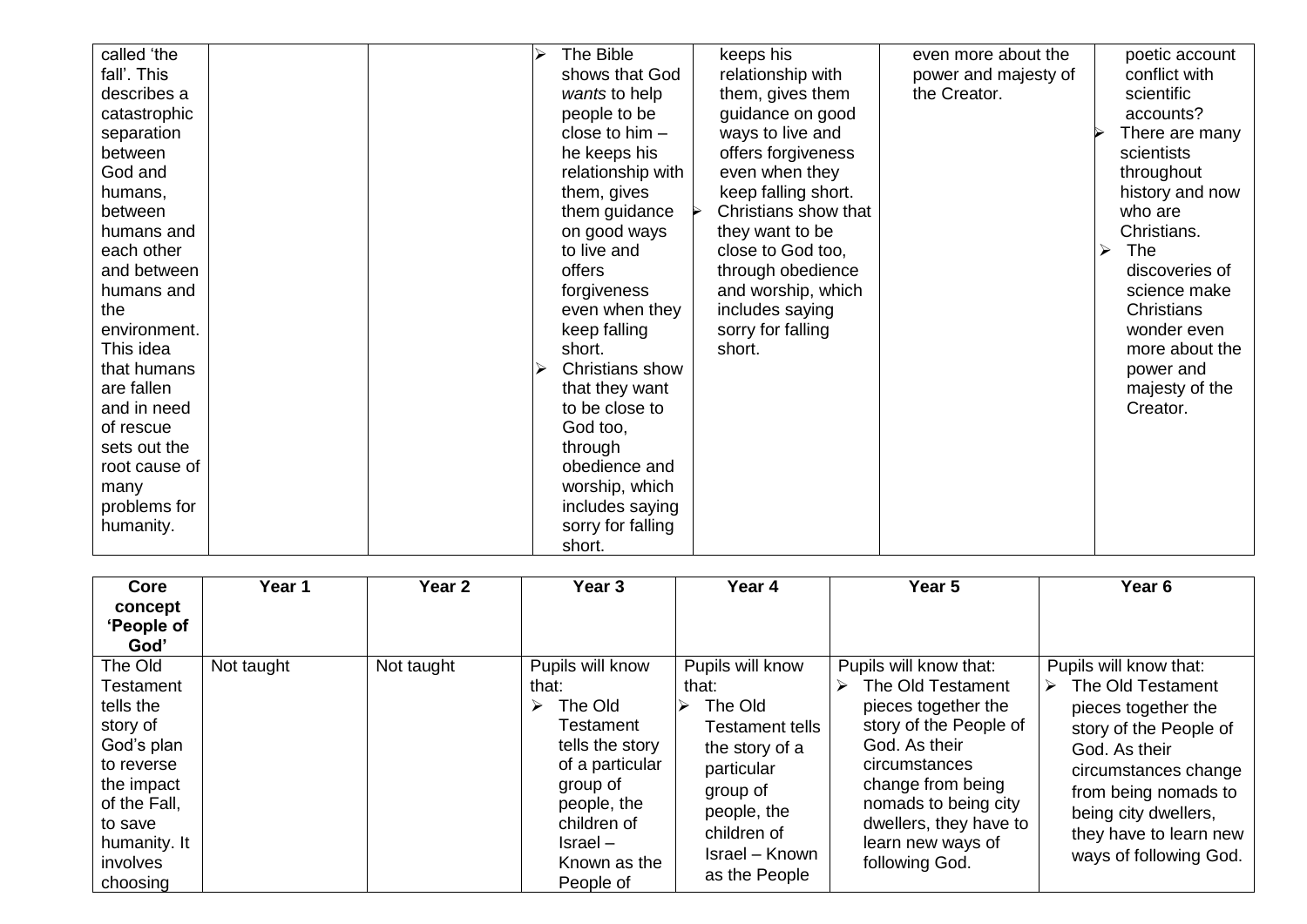| | | | | | | |
|---|---|---|---|---|---|---|
| called 'the fall'. This describes a catastrophic separation between God and humans, between humans and each other and between humans and the environment. This idea that humans are fallen and in need of rescue sets out the root cause of many problems for humanity. | | | ➢ The Bible shows that God *wants* to help people to be close to him – he keeps his relationship with them, gives them guidance on good ways to live and offers forgiveness even when they keep falling short.<br>➢ Christians show that they want to be close to God too, through obedience and worship, which includes saying sorry for falling short. | keeps his relationship with them, gives them guidance on good ways to live and offers forgiveness even when they keep falling short.<br>➢ Christians show that they want to be close to God too, through obedience and worship, which includes saying sorry for falling short. | even more about the power and majesty of the Creator. | poetic account conflict with scientific accounts?<br>➢ There are many scientists throughout history and now who are Christians.<br>➢ The discoveries of science make Christians wonder even more about the power and majesty of the Creator. |

| Core concept 'People of God' | Year 1 | Year 2 | Year 3 | Year 4 | Year 5 | Year 6 |
|---|---|---|---|---|---|---|
| The Old Testament tells the story of God's plan to reverse the impact of the Fall, to save humanity. It involves choosing | Not taught | Not taught | Pupils will know that:<br>➢ The Old Testament tells the story of a particular group of people, the children of Israel – Known as the People of | Pupils will know that:<br>➢ The Old Testament tells the story of a particular group of people, the children of Israel – Known as the People | Pupils will know that:<br>➢ The Old Testament pieces together the story of the People of God. As their circumstances change from being nomads to being city dwellers, they have to learn new ways of following God. | Pupils will know that:<br>➢ The Old Testament pieces together the story of the People of God. As their circumstances change from being nomads to being city dwellers, they have to learn new ways of following God. |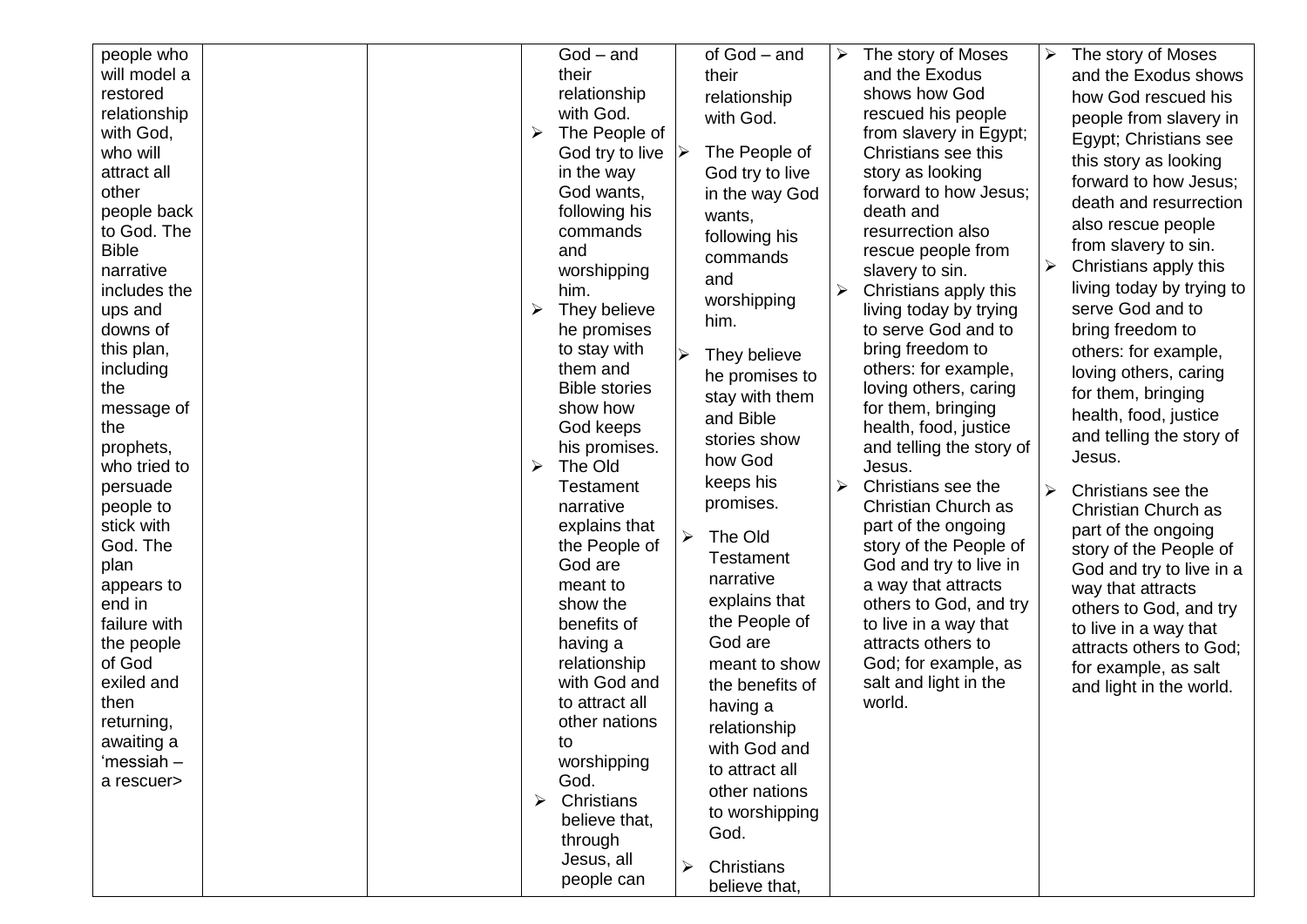| | | | | | | |
|---|---|---|---|---|---|---|
| people who will model a restored relationship with God, who will attract all other people back to God. The Bible narrative includes the ups and downs of this plan, including the message of the prophets, who tried to persuade people to stick with God. The plan appears to end in failure with the people of God exiled and then returning, awaiting a 'messiah – a rescuer> | | | God – and their relationship with God.<br>➢ The People of God try to live in the way God wants, following his commands and worshipping him.<br>➢ They believe he promises to stay with them and Bible stories show how God keeps his promises.<br>➢ The Old Testament narrative explains that the People of God are meant to show the benefits of having a relationship with God and to attract all other nations to worshipping God.<br>➢ Christians believe that, through Jesus, all people can | of God – and their relationship with God.<br>➢ The People of God try to live in the way God wants, following his commands and worshipping him.<br>➢ They believe he promises to stay with them and Bible stories show how God keeps his promises.<br>➢ The Old Testament narrative explains that the People of God are meant to show the benefits of having a relationship with God and to attract all other nations to worshipping God.<br>➢ Christians believe that, | ➢ The story of Moses and the Exodus shows how God rescued his people from slavery in Egypt; Christians see this story as looking forward to how Jesus; death and resurrection also rescue people from slavery to sin.<br>➢ Christians apply this living today by trying to serve God and to bring freedom to others: for example, loving others, caring for them, bringing health, food, justice and telling the story of Jesus.<br>➢ Christians see the Christian Church as part of the ongoing story of the People of God and try to live in a way that attracts others to God, and try to live in a way that attracts others to God; for example, as salt and light in the world. | ➢ The story of Moses and the Exodus shows how God rescued his people from slavery in Egypt; Christians see this story as looking forward to how Jesus; death and resurrection also rescue people from slavery to sin.<br>➢ Christians apply this living today by trying to serve God and to bring freedom to others: for example, loving others, caring for them, bringing health, food, justice and telling the story of Jesus.<br>➢ Christians see the Christian Church as part of the ongoing story of the People of God and try to live in a way that attracts others to God, and try to live in a way that attracts others to God; for example, as salt and light in the world. |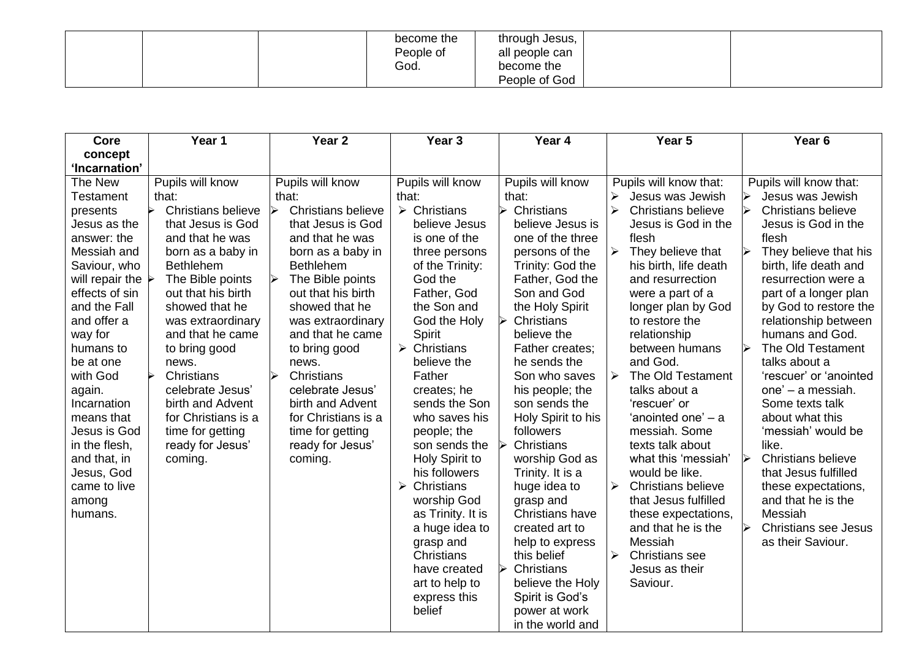| | | | become the People of God. | through Jesus, all people can become the People of God | | |
|---|---|---|---|---|---|---|

| Core concept 'Incarnation' | Year 1 | Year 2 | Year 3 | Year 4 | Year 5 | Year 6 |
|---|---|---|---|---|---|---|
| The New Testament presents Jesus as the answer: the Messiah and Saviour, who will repair the effects of sin and the Fall and offer a way for humans to be at one with God again. Incarnation means that Jesus is God in the flesh, and that, in Jesus, God came to live among humans. | Pupils will know that:<br>➢ Christians believe that Jesus is God and that he was born as a baby in Bethlehem<br>➢ The Bible points out that his birth showed that he was extraordinary and that he came to bring good news.<br>➢ Christians celebrate Jesus' birth and Advent for Christians is a time for getting ready for Jesus' coming. | Pupils will know that:<br>➢ Christians believe that Jesus is God and that he was born as a baby in Bethlehem<br>➢ The Bible points out that his birth showed that he was extraordinary and that he came to bring good news.<br>➢ Christians celebrate Jesus' birth and Advent for Christians is a time for getting ready for Jesus' coming. | Pupils will know that:<br>➢ Christians believe Jesus is one of the three persons of the Trinity: God the Father, God the Son and God the Holy Spirit<br>➢ Christians believe the Father creates; he sends the Son who saves his people; the son sends the Holy Spirit to his followers<br>➢ Christians worship God as Trinity. It is a huge idea to grasp and Christians have created art to help to express this belief | Pupils will know that:<br>➢ Christians believe Jesus is one of the three persons of the Trinity: God the Father, God the Son and God the Holy Spirit<br>➢ Christians believe the Father creates; he sends the Son who saves his people; the son sends the Holy Spirit to his followers<br>➢ Christians worship God as Trinity. It is a huge idea to grasp and Christians have created art to help to express this belief<br>➢ Christians believe the Holy Spirit is God's power at work in the world and | Pupils will know that:<br>➢ Jesus was Jewish<br>➢ Christians believe Jesus is God in the flesh<br>➢ They believe that his birth, life death and resurrection were a part of a longer plan by God to restore the relationship between humans and God.<br>➢ The Old Testament talks about a 'rescuer' or 'anointed one' – a messiah. Some texts talk about what this 'messiah' would be like.<br>➢ Christians believe that Jesus fulfilled these expectations, and that he is the Messiah<br>➢ Christians see Jesus as their Saviour. | Pupils will know that:<br>➢ Jesus was Jewish<br>➢ Christians believe Jesus is God in the flesh<br>➢ They believe that his birth, life death and resurrection were a part of a longer plan by God to restore the relationship between humans and God.<br>➢ The Old Testament talks about a 'rescuer' or 'anointed one' – a messiah. Some texts talk about what this 'messiah' would be like.<br>➢ Christians believe that Jesus fulfilled these expectations, and that he is the Messiah<br>➢ Christians see Jesus as their Saviour. |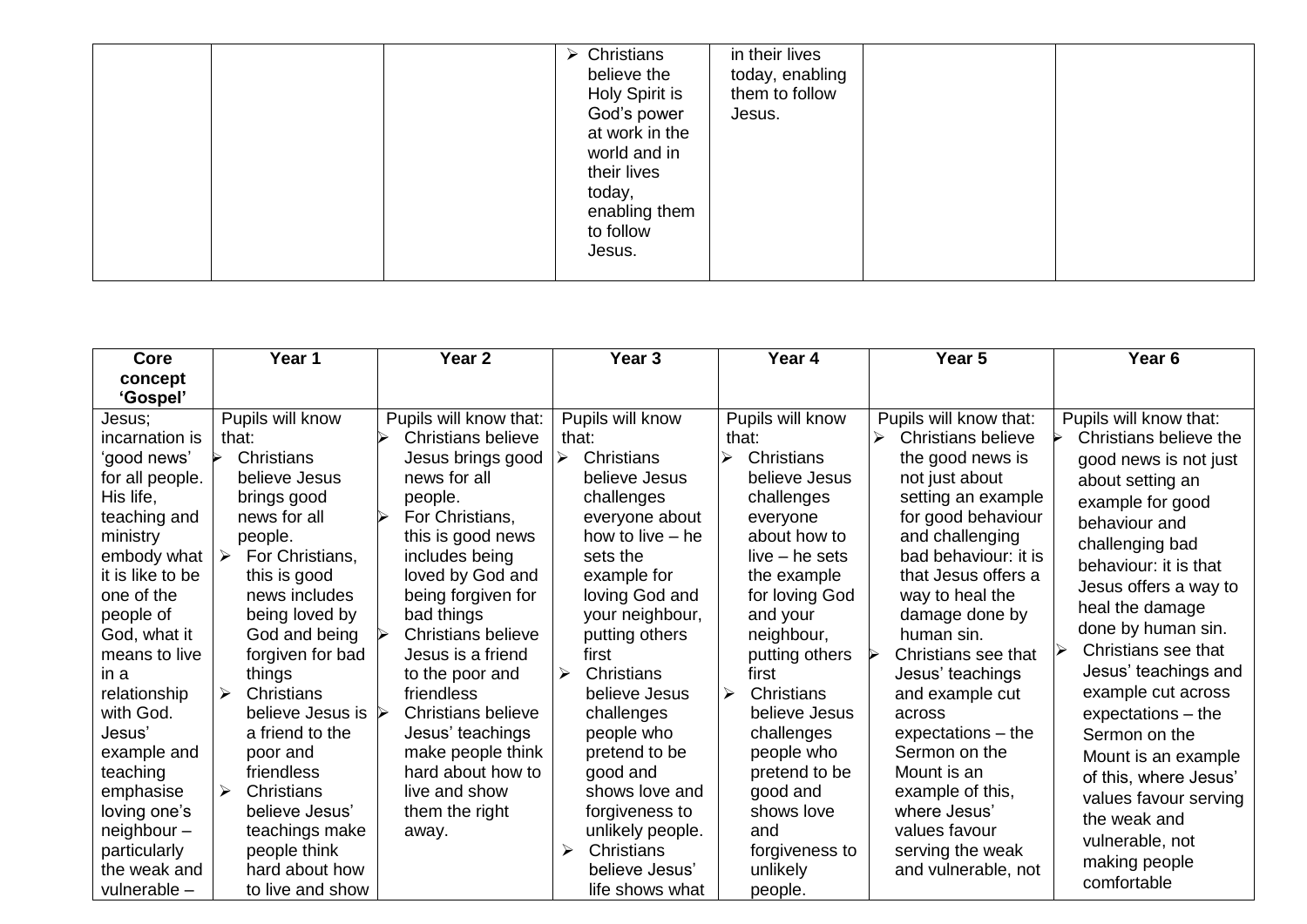| | | | | | | |
|---|---|---|---|---|---|---|
| | | | ➢ Christians believe the Holy Spirit is God's power at work in the world and in their lives today, enabling them to follow Jesus. | in their lives today, enabling them to follow Jesus. | | |

| Core concept 'Gospel' | Year 1 | Year 2 | Year 3 | Year 4 | Year 5 | Year 6 |
|---|---|---|---|---|---|---|
| Jesus; incarnation is 'good news' for all people. His life, teaching and ministry embody what it is like to be one of the people of God, what it means to live in a relationship with God. Jesus' example and teaching emphasise loving one's neighbour – particularly the weak and vulnerable – | Pupils will know that:<br>➢ Christians believe Jesus brings good news for all people.<br>➢ For Christians, this is good news includes being loved by God and being forgiven for bad things<br>➢ Christians believe Jesus is a friend to the poor and friendless<br>➢ Christians believe Jesus' teachings make people think hard about how to live and show | Pupils will know that:<br>➢ Christians believe Jesus brings good news for all people.<br>➢ For Christians, this is good news includes being loved by God and being forgiven for bad things<br>➢ Christians believe Jesus is a friend to the poor and friendless<br>➢ Christians believe Jesus' teachings make people think hard about how to live and show them the right away. | Pupils will know that:<br>➢ Christians believe Jesus challenges everyone about how to live – he sets the example for loving God and your neighbour, putting others first<br>➢ Christians believe Jesus challenges people who pretend to be good and shows love and forgiveness to unlikely people.<br>➢ Christians believe Jesus' life shows what | Pupils will know that:<br>➢ Christians believe Jesus challenges everyone about how to live – he sets the example for loving God and your neighbour, putting others first<br>➢ Christians believe Jesus challenges people who pretend to be good and shows love and forgiveness to unlikely people. | Pupils will know that:<br>➢ Christians believe the good news is not just about setting an example for good behaviour and challenging bad behaviour: it is that Jesus offers a way to heal the damage done by human sin.<br>➢ Christians see that Jesus' teachings and example cut across expectations – the Sermon on the Mount is an example of this, where Jesus' values favour serving the weak and vulnerable, not | Pupils will know that:<br>➢ Christians believe the good news is not just about setting an example for good behaviour and challenging bad behaviour: it is that Jesus offers a way to heal the damage done by human sin.<br>➢ Christians see that Jesus' teachings and example cut across expectations – the Sermon on the Mount is an example of this, where Jesus' values favour serving the weak and vulnerable, not making people comfortable |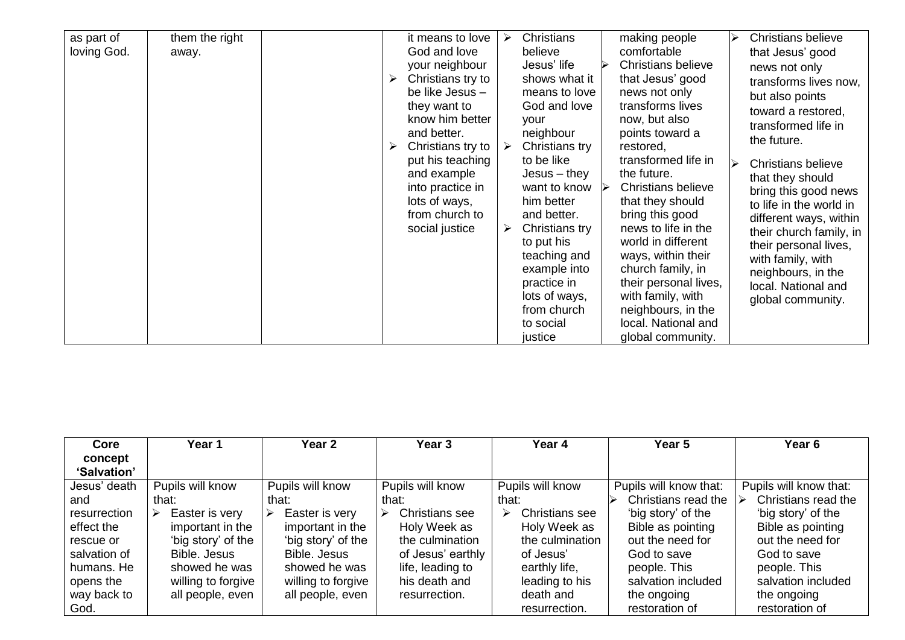| | | | | | | |
|---|---|---|---|---|---|---|
| as part of loving God. | them the right away. | | it means to love God and love your neighbour<br>➢ Christians try to be like Jesus – they want to know him better and better.<br>➢ Christians try to put his teaching and example into practice in lots of ways, from church to social justice | ➢ Christians believe Jesus' life shows what it means to love God and love your neighbour<br>➢ Christians try to be like Jesus – they want to know him better and better.<br>➢ Christians try to put his teaching and example into practice in lots of ways, from church to social justice | making people comfortable<br>➢ Christians believe that Jesus' good news not only transforms lives now, but also points toward a restored, transformed life in the future.<br>➢ Christians believe that they should bring this good news to life in the world in different ways, within their church family, in their personal lives, with family, with neighbours, in the local. National and global community. | ➢ Christians believe that Jesus' good news not only transforms lives now, but also points toward a restored, transformed life in the future.<br>➢ Christians believe that they should bring this good news to life in the world in different ways, within their church family, in their personal lives, with family, with neighbours, in the local. National and global community. |

| Core concept 'Salvation' | Year 1 | Year 2 | Year 3 | Year 4 | Year 5 | Year 6 |
|---|---|---|---|---|---|---|
| Jesus' death and resurrection effect the rescue or salvation of humans. He opens the way back to God. | Pupils will know that:<br>➢ Easter is very important in the 'big story' of the Bible. Jesus showed he was willing to forgive all people, even | Pupils will know that:<br>➢ Easter is very important in the 'big story' of the Bible. Jesus showed he was willing to forgive all people, even | Pupils will know that:<br>➢ Christians see Holy Week as the culmination of Jesus' earthly life, leading to his death and resurrection. | Pupils will know that:<br>➢ Christians see Holy Week as the culmination of Jesus' earthly life, leading to his death and resurrection. | Pupils will know that:<br>➢ Christians read the 'big story' of the Bible as pointing out the need for God to save people. This salvation included the ongoing restoration of | Pupils will know that:<br>➢ Christians read the 'big story' of the Bible as pointing out the need for God to save people. This salvation included the ongoing restoration of |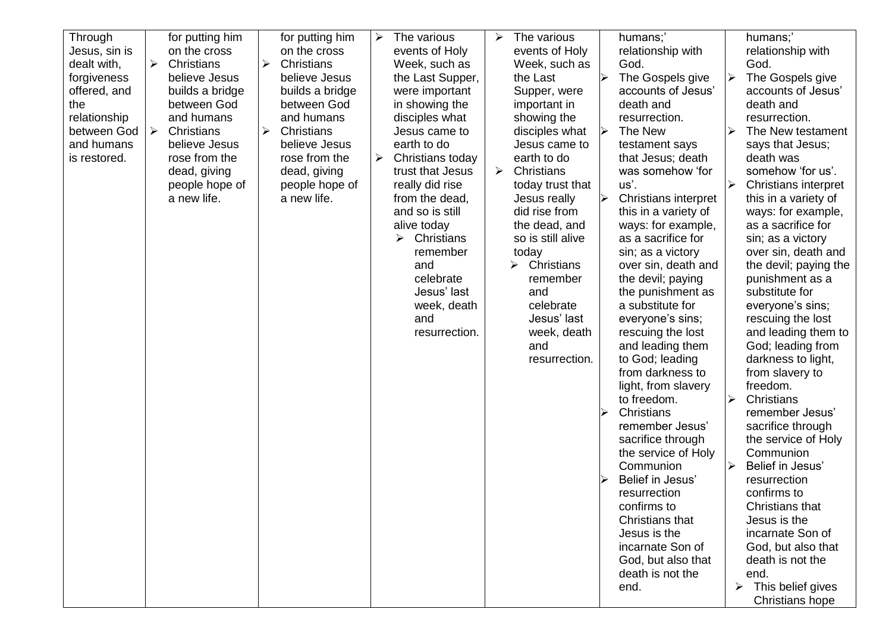| Through Jesus, sin is dealt with, forgiveness offered, and the relationship between God and humans is restored. | for putting him on the cross<br>➢ Christians believe Jesus builds a bridge between God and humans<br>➢ Christians believe Jesus rose from the dead, giving people hope of a new life. | for putting him on the cross<br>➢ Christians believe Jesus builds a bridge between God and humans<br>➢ Christians believe Jesus rose from the dead, giving people hope of a new life. | ➢ The various events of Holy Week, such as the Last Supper, were important in showing the disciples what Jesus came to earth to do<br>➢ Christians today trust that Jesus really did rise from the dead, and so is still alive today<br>➢ Christians remember and celebrate Jesus' last week, death and resurrection. | ➢ The various events of Holy Week, such as the Last Supper, were important in showing the disciples what Jesus came to earth to do<br>➢ Christians today trust that Jesus really did rise from the dead, and so is still alive today<br>➢ Christians remember and celebrate Jesus' last week, death and resurrection. | humans;' relationship with God.<br>➢ The Gospels give accounts of Jesus' death and resurrection.<br>➢ The New testament says that Jesus; death was somehow 'for us'.<br>➢ Christians interpret this in a variety of ways: for example, as a sacrifice for sin; as a victory over sin, death and the devil; paying the punishment as a substitute for everyone's sins; rescuing the lost and leading them to God; leading from darkness to light, from slavery to freedom.<br>➢ Christians remember Jesus' sacrifice through the service of Holy Communion<br>➢ Belief in Jesus' resurrection confirms to Christians that Jesus is the incarnate Son of God, but also that death is not the end. | humans;' relationship with God.<br>➢ The Gospels give accounts of Jesus' death and resurrection.<br>➢ The New testament says that Jesus; death was somehow 'for us'.<br>➢ Christians interpret this in a variety of ways: for example, as a sacrifice for sin; as a victory over sin, death and the devil; paying the punishment as a substitute for everyone's sins; rescuing the lost and leading them to God; leading from darkness to light, from slavery to freedom.<br>➢ Christians remember Jesus' sacrifice through the service of Holy Communion<br>➢ Belief in Jesus' resurrection confirms to Christians that Jesus is the incarnate Son of God, but also that death is not the end.<br>➢ This belief gives Christians hope |
|---|---|---|---|---|---|---|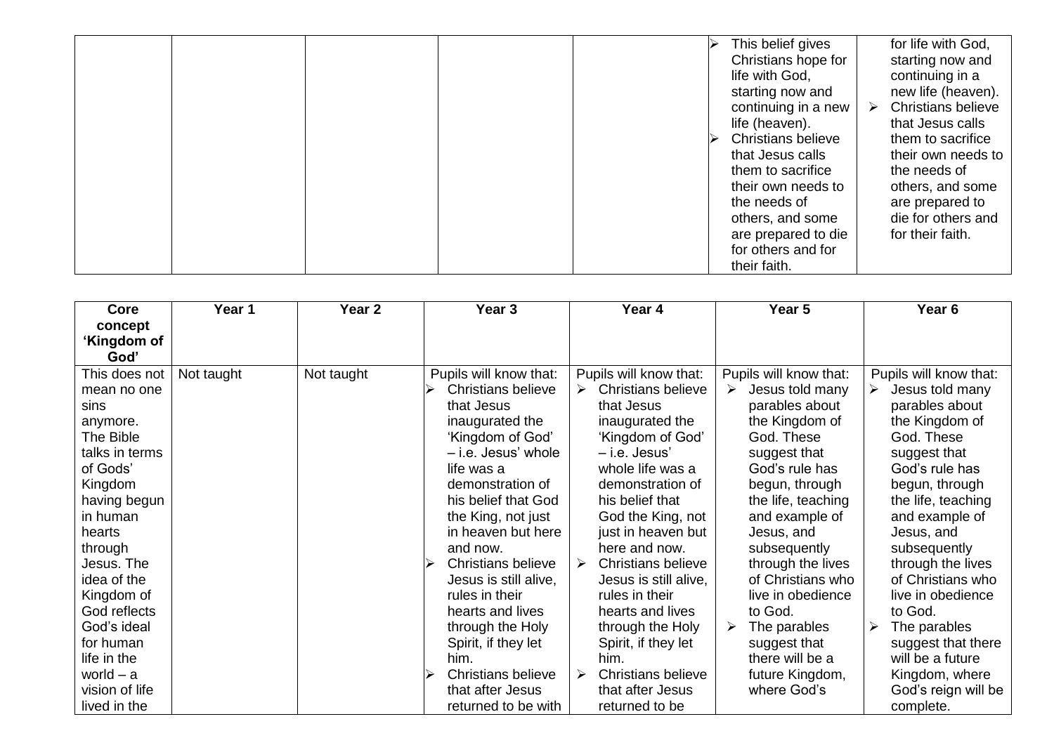| | | | | | | |
|---|---|---|---|---|---|---|
| | | | | | ➢ This belief gives Christians hope for life with God, starting now and continuing in a new life (heaven).<br>➢ Christians believe that Jesus calls them to sacrifice their own needs to the needs of others, and some are prepared to die for others and for their faith. | for life with God, starting now and continuing in a new life (heaven).<br>➢ Christians believe that Jesus calls them to sacrifice their own needs to the needs of others, and some are prepared to die for others and for their faith. |

| Core concept 'Kingdom of God' | Year 1 | Year 2 | Year 3 | Year 4 | Year 5 | Year 6 |
|---|---|---|---|---|---|---|
| This does not mean no one sins anymore. The Bible talks in terms of Gods' Kingdom having begun in human hearts through Jesus. The idea of the Kingdom of God reflects God's ideal for human life in the world – a vision of life lived in the | Not taught | Not taught | Pupils will know that:<br>➢ Christians believe that Jesus inaugurated the 'Kingdom of God' – i.e. Jesus' whole life was a demonstration of his belief that God the King, not just in heaven but here and now.<br>➢ Christians believe Jesus is still alive, rules in their hearts and lives through the Holy Spirit, if they let him.<br>➢ Christians believe that after Jesus returned to be with | Pupils will know that:<br>➢ Christians believe that Jesus inaugurated the 'Kingdom of God' – i.e. Jesus' whole life was a demonstration of his belief that God the King, not just in heaven but here and now.<br>➢ Christians believe Jesus is still alive, rules in their hearts and lives through the Holy Spirit, if they let him.<br>➢ Christians believe that after Jesus returned to be | Pupils will know that:<br>➢ Jesus told many parables about the Kingdom of God. These suggest that God's rule has begun, through the life, teaching and example of Jesus, and subsequently through the lives of Christians who live in obedience to God.<br>➢ The parables suggest that there will be a future Kingdom, where God's | Pupils will know that:<br>➢ Jesus told many parables about the Kingdom of God. These suggest that God's rule has begun, through the life, teaching and example of Jesus, and subsequently through the lives of Christians who live in obedience to God.<br>➢ The parables suggest that there will be a future Kingdom, where God's reign will be complete. |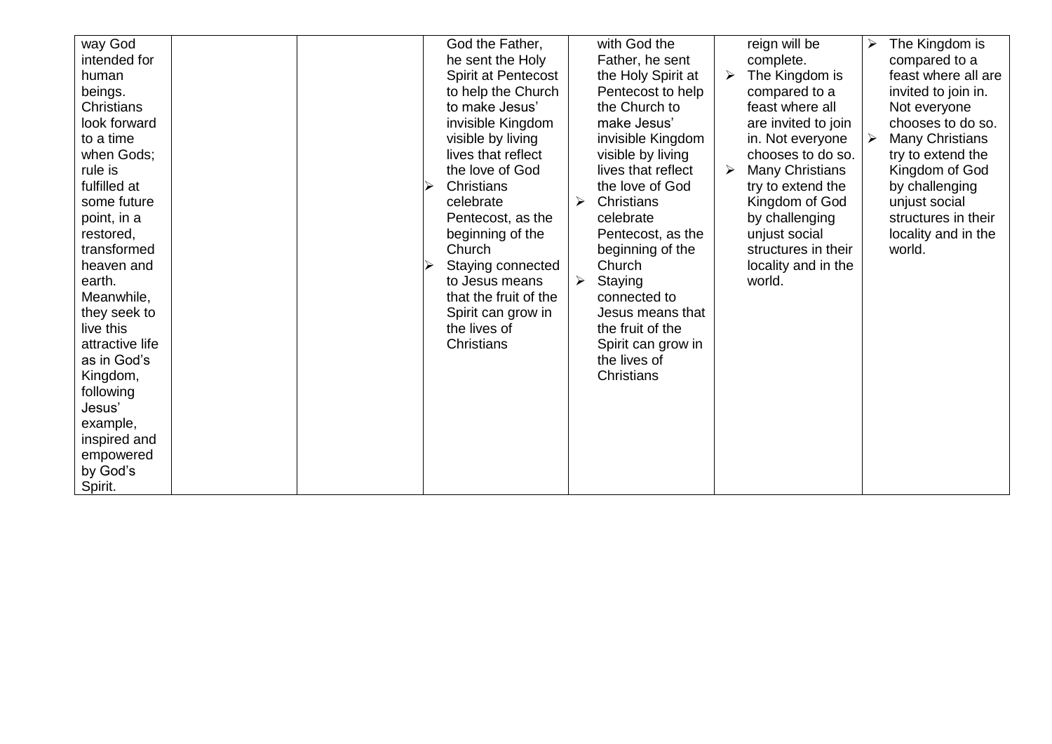| | | | | | | |
|---|---|---|---|---|---|---|
| way God intended for human beings. Christians look forward to a time when Gods; rule is fulfilled at some future point, in a restored, transformed heaven and earth. Meanwhile, they seek to live this attractive life as in God's Kingdom, following Jesus' example, inspired and empowered by God's Spirit. | | | God the Father, he sent the Holy Spirit at Pentecost to help the Church to make Jesus' invisible Kingdom visible by living lives that reflect the love of God<br>➢ Christians celebrate Pentecost, as the beginning of the Church<br>➢ Staying connected to Jesus means that the fruit of the Spirit can grow in the lives of Christians | with God the Father, he sent the Holy Spirit at Pentecost to help the Church to make Jesus' invisible Kingdom visible by living lives that reflect the love of God<br>➢ Christians celebrate Pentecost, as the beginning of the Church<br>➢ Staying connected to Jesus means that the fruit of the Spirit can grow in the lives of Christians | reign will be complete.<br>➢ The Kingdom is compared to a feast where all are invited to join in. Not everyone chooses to do so.<br>➢ Many Christians try to extend the Kingdom of God by challenging unjust social structures in their locality and in the world. | ➢ The Kingdom is compared to a feast where all are invited to join in. Not everyone chooses to do so.<br>➢ Many Christians try to extend the Kingdom of God by challenging unjust social structures in their locality and in the world. |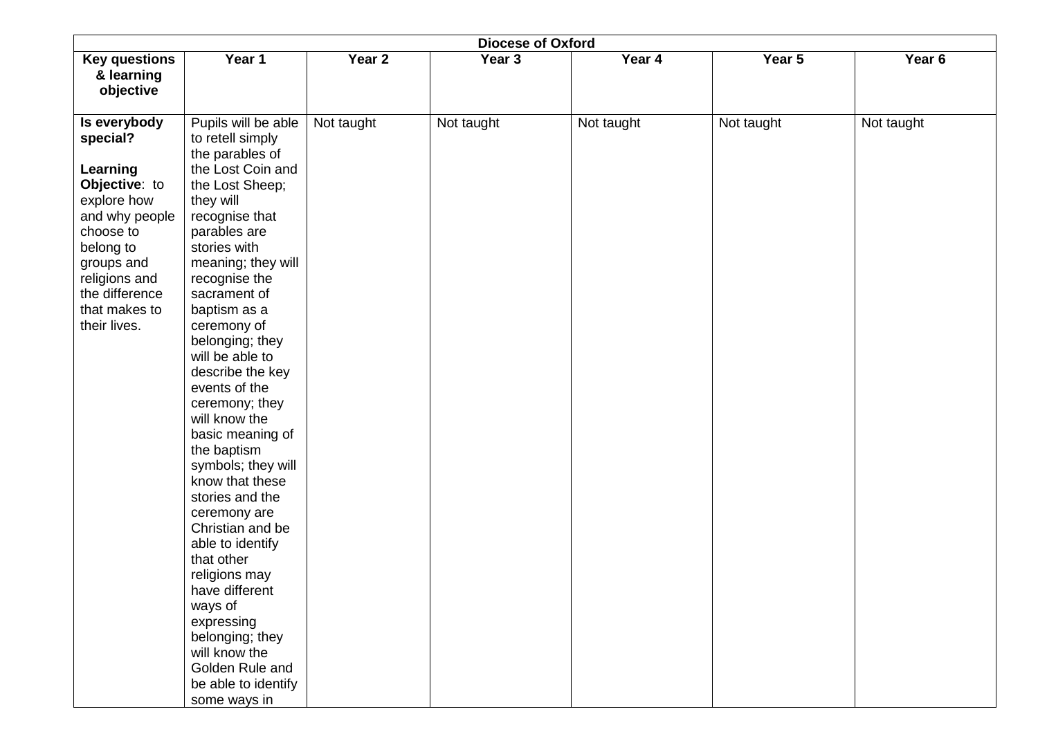| Diocese of Oxford | | | | | | |
|---|---|---|---|---|---|---|
| **Key questions & learning objective** | **Year 1** | **Year 2** | **Year 3** | **Year 4** | **Year 5** | **Year 6** |
| **Is everybody special?**<br><br>**Learning Objective**: to explore how and why people choose to belong to groups and religions and the difference that makes to their lives. | Pupils will be able to retell simply the parables of the Lost Coin and the Lost Sheep; they will recognise that parables are stories with meaning; they will recognise the sacrament of baptism as a ceremony of belonging; they will be able to describe the key events of the ceremony; they will know the basic meaning of the baptism symbols; they will know that these stories and the ceremony are Christian and be able to identify that other religions may have different ways of expressing belonging; they will know the Golden Rule and be able to identify some ways in | Not taught | Not taught | Not taught | Not taught | Not taught |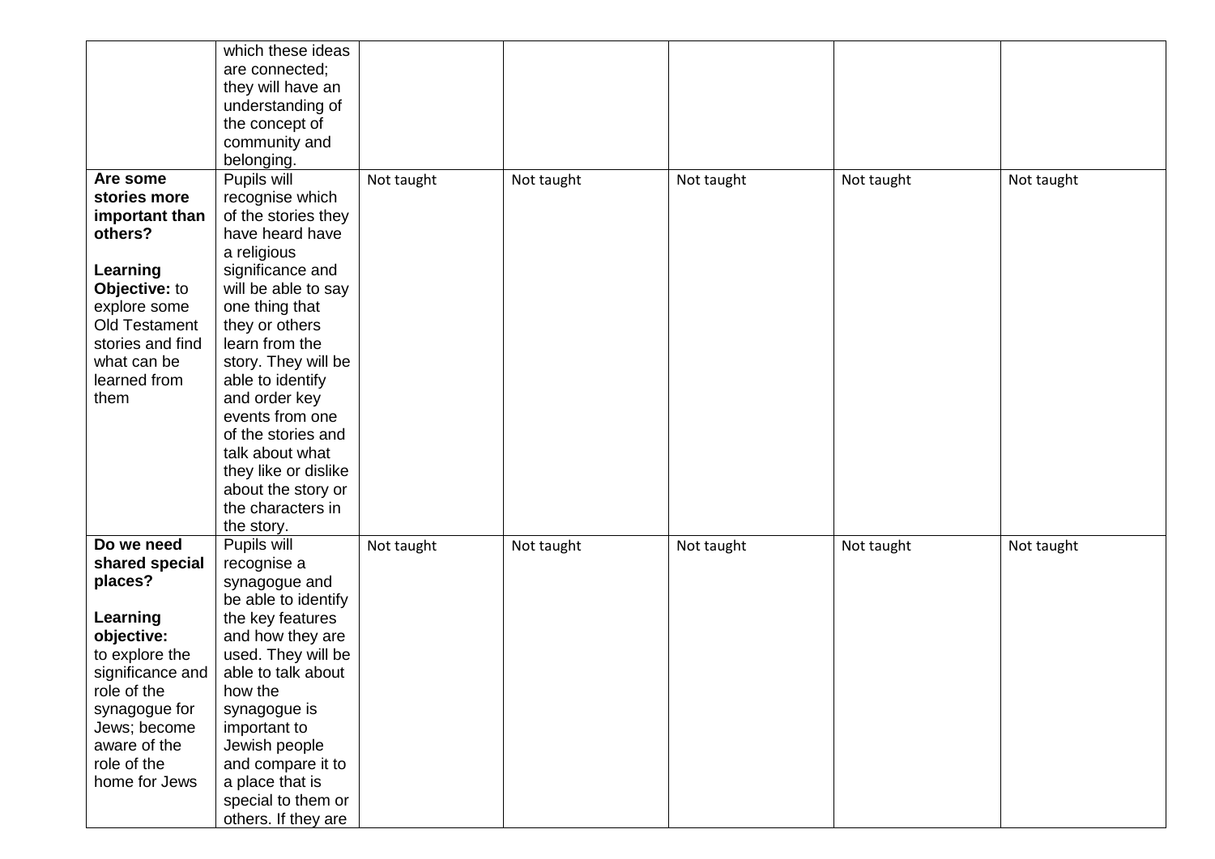| | | | | | | |
|---|---|---|---|---|---|---|
| | which these ideas are connected; they will have an understanding of the concept of community and belonging. | | | | | |
| **Are some stories more important than others?**<br><br>**Learning Objective:** to explore some Old Testament stories and find what can be learned from them | Pupils will recognise which of the stories they have heard have a religious significance and will be able to say one thing that they or others learn from the story. They will be able to identify and order key events from one of the stories and talk about what they like or dislike about the story or the characters in the story. | Not taught | Not taught | Not taught | Not taught | Not taught |
| **Do we need shared special places?**<br><br>**Learning objective:** to explore the significance and role of the synagogue for Jews; become aware of the role of the home for Jews | Pupils will recognise a synagogue and be able to identify the key features and how they are used. They will be able to talk about how the synagogue is important to Jewish people and compare it to a place that is special to them or others. If they are | Not taught | Not taught | Not taught | Not taught | Not taught |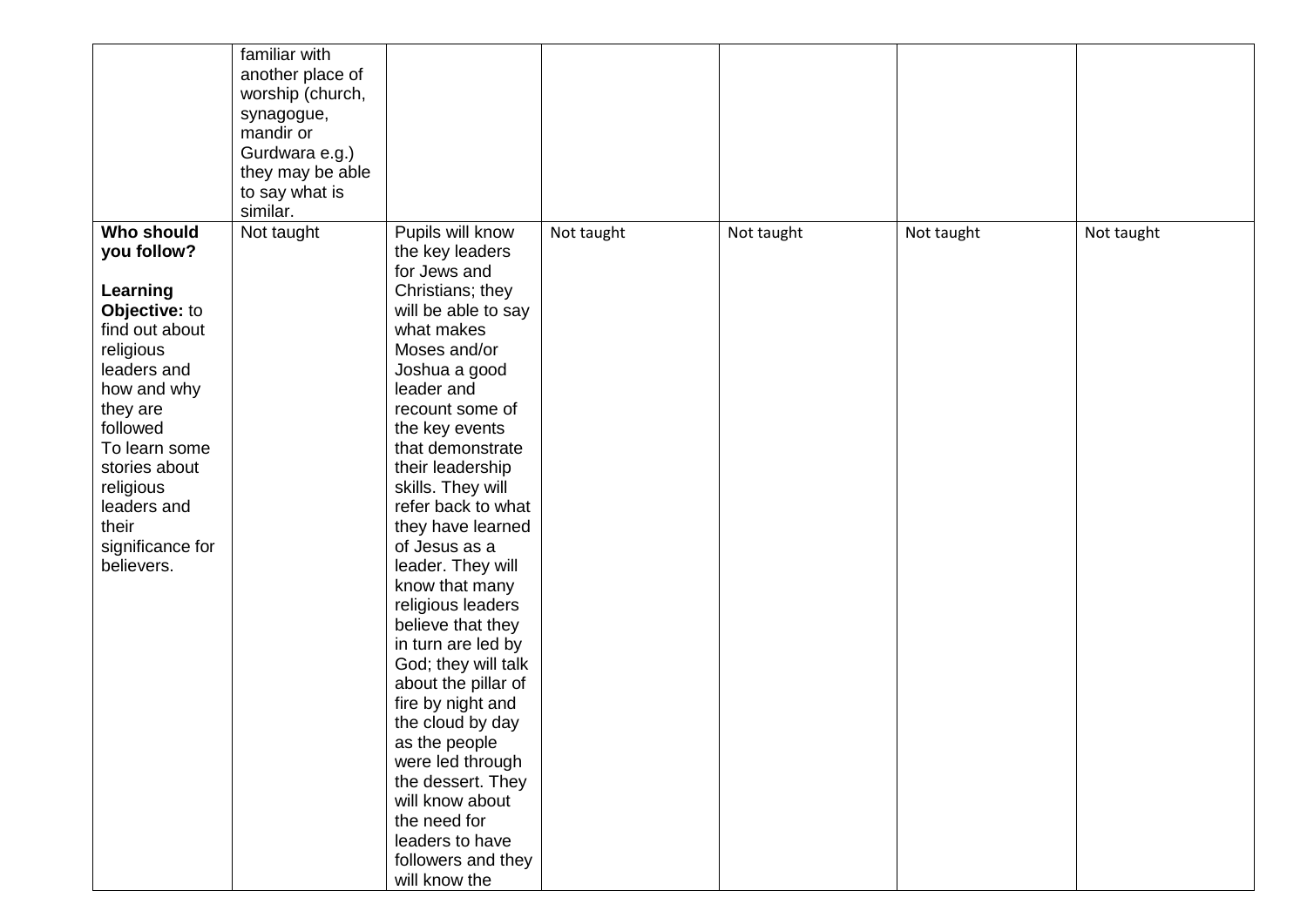| | | | | | | |
|---|---|---|---|---|---|---|
| | familiar with another place of worship (church, synagogue, mandir or Gurdwara e.g.) they may be able to say what is similar. | | | | | |
| **Who should you follow?**<br><br>**Learning Objective:** to find out about religious leaders and how and why they are followed<br>To learn some stories about religious leaders and their significance for believers. | Not taught | Pupils will know the key leaders for Jews and Christians; they will be able to say what makes Moses and/or Joshua a good leader and recount some of the key events that demonstrate their leadership skills. They will refer back to what they have learned of Jesus as a leader. They will know that many religious leaders believe that they in turn are led by God; they will talk about the pillar of fire by night and the cloud by day as the people were led through the dessert. They will know about the need for leaders to have followers and they will know the | Not taught | Not taught | Not taught | Not taught |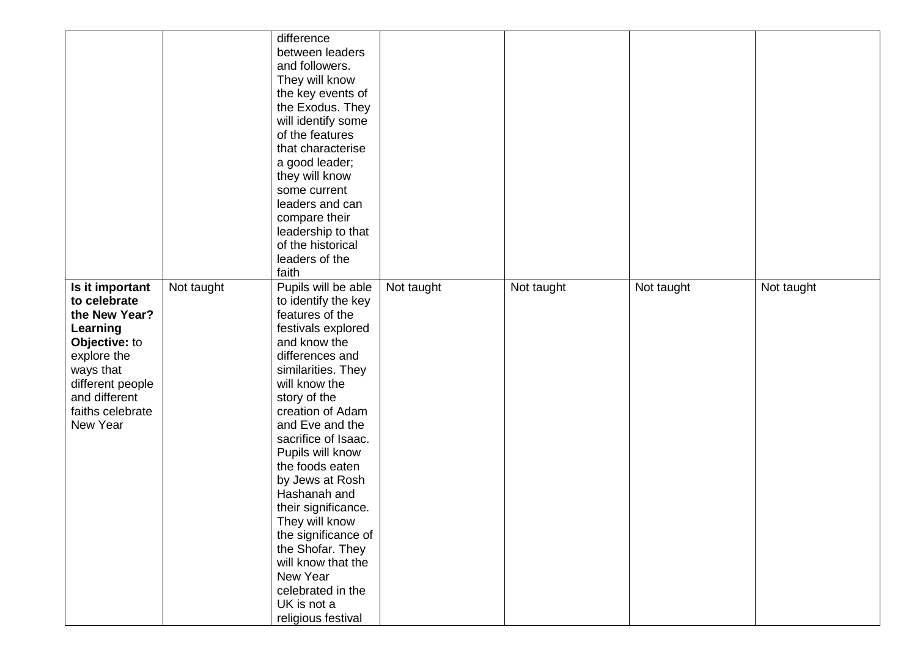| | | | | | | |
|---|---|---|---|---|---|---|
| | | difference between leaders and followers. They will know the key events of the Exodus. They will identify some of the features that characterise a good leader; they will know some current leaders and can compare their leadership to that of the historical leaders of the faith | | | | |
| **Is it important to celebrate the New Year? Learning Objective:** to explore the ways that different people and different faiths celebrate New Year | Not taught | Pupils will be able to identify the key features of the festivals explored and know the differences and similarities. They will know the story of the creation of Adam and Eve and the sacrifice of Isaac. Pupils will know the foods eaten by Jews at Rosh Hashanah and their significance. They will know the significance of the Shofar. They will know that the New Year celebrated in the UK is not a religious festival | Not taught | Not taught | Not taught | Not taught |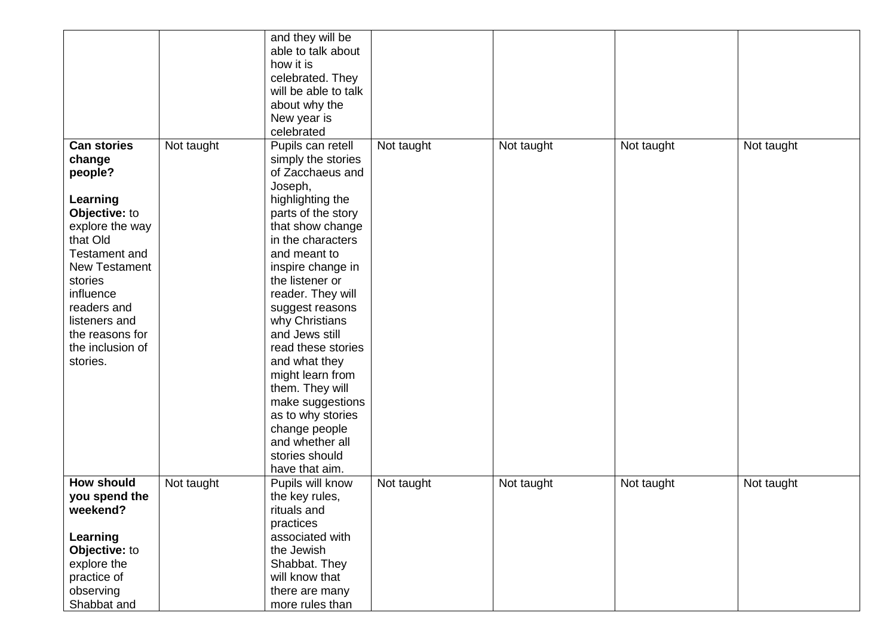| | | | | | | |
|---|---|---|---|---|---|---|
| | | and they will be able to talk about how it is celebrated. They will be able to talk about why the New year is celebrated | | | | |
| **Can stories change people?**<br><br>**Learning Objective:** to explore the way that Old Testament and New Testament stories influence readers and listeners and the reasons for the inclusion of stories. | Not taught | Pupils can retell simply the stories of Zacchaeus and Joseph, highlighting the parts of the story that show change in the characters and meant to inspire change in the listener or reader. They will suggest reasons why Christians and Jews still read these stories and what they might learn from them. They will make suggestions as to why stories change people and whether all stories should have that aim. | Not taught | Not taught | Not taught | Not taught |
| **How should you spend the weekend?**<br><br>**Learning Objective:** to explore the practice of observing Shabbat and | Not taught | Pupils will know the key rules, rituals and practices associated with the Jewish Shabbat. They will know that there are many more rules than | Not taught | Not taught | Not taught | Not taught |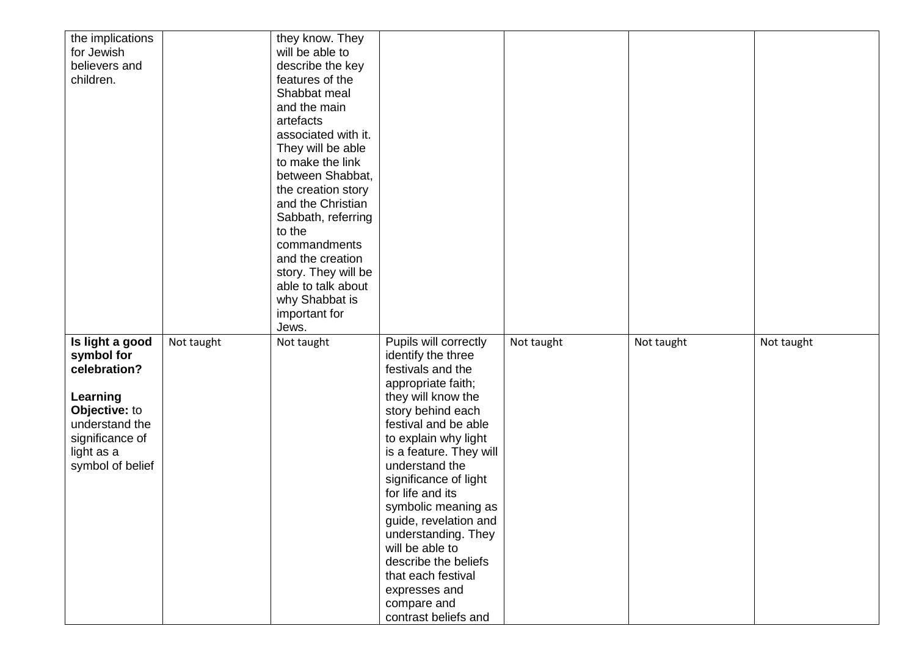| | | | | | | |
|---|---|---|---|---|---|---|
| the implications for Jewish believers and children. | | they know. They will be able to describe the key features of the Shabbat meal and the main artefacts associated with it. They will be able to make the link between Shabbat, the creation story and the Christian Sabbath, referring to the commandments and the creation story. They will be able to talk about why Shabbat is important for Jews. | | | | |
| **Is light a good symbol for celebration?**<br><br>**Learning Objective:** to understand the significance of light as a symbol of belief | Not taught | Not taught | Pupils will correctly identify the three festivals and the appropriate faith; they will know the story behind each festival and be able to explain why light is a feature. They will understand the significance of light for life and its symbolic meaning as guide, revelation and understanding. They will be able to describe the beliefs that each festival expresses and compare and contrast beliefs and | Not taught | Not taught | Not taught |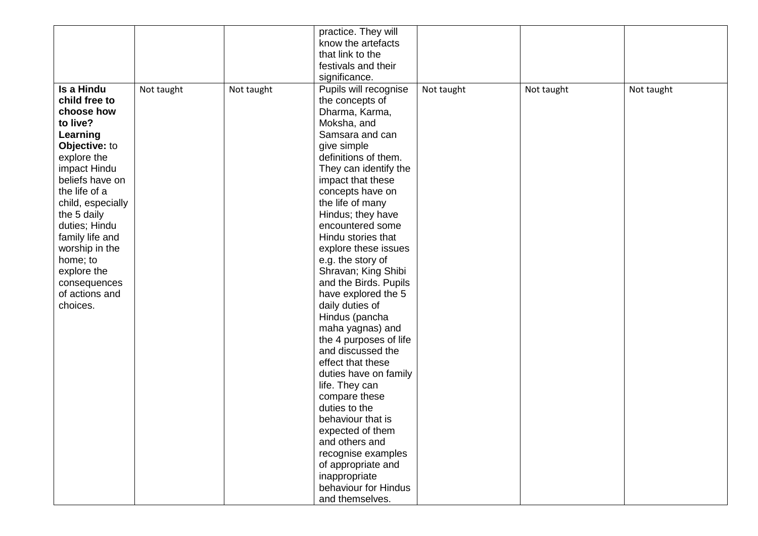| | | | | | | |
|---|---|---|---|---|---|---|
| | | | practice. They will know the artefacts that link to the festivals and their significance. | | | |
| **Is a Hindu child free to choose how to live? Learning Objective:** to explore the impact Hindu beliefs have on the life of a child, especially the 5 daily duties; Hindu family life and worship in the home; to explore the consequences of actions and choices. | Not taught | Not taught | Pupils will recognise the concepts of Dharma, Karma, Moksha, and Samsara and can give simple definitions of them. They can identify the impact that these concepts have on the life of many Hindus; they have encountered some Hindu stories that explore these issues e.g. the story of Shravan; King Shibi and the Birds. Pupils have explored the 5 daily duties of Hindus (pancha maha yagnas) and the 4 purposes of life and discussed the effect that these duties have on family life. They can compare these duties to the behaviour that is expected of them and others and recognise examples of appropriate and inappropriate behaviour for Hindus and themselves. | Not taught | Not taught | Not taught |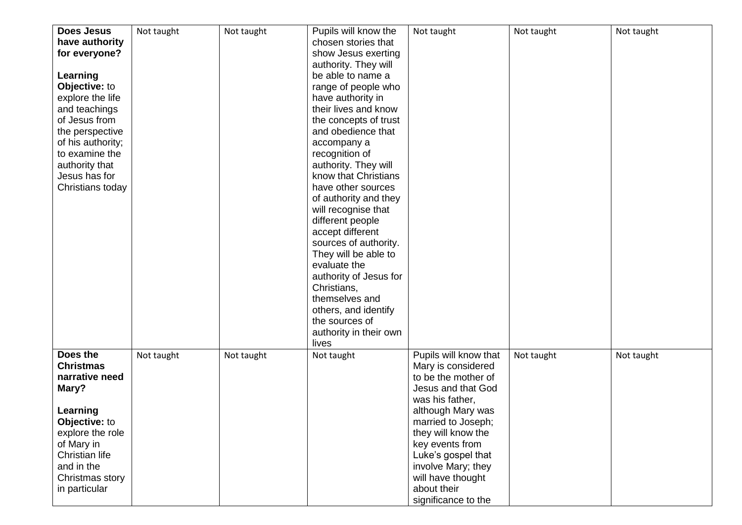| | | | | | | |
|---|---|---|---|---|---|---|
| **Does Jesus have authority for everyone?**<br><br>**Learning Objective:** to explore the life and teachings of Jesus from the perspective of his authority; to examine the authority that Jesus has for Christians today | Not taught | Not taught | Pupils will know the chosen stories that show Jesus exerting authority. They will be able to name a range of people who have authority in their lives and know the concepts of trust and obedience that accompany a recognition of authority. They will know that Christians have other sources of authority and they will recognise that different people accept different sources of authority. They will be able to evaluate the authority of Jesus for Christians, themselves and others, and identify the sources of authority in their own lives | Not taught | Not taught | Not taught |
| **Does the Christmas narrative need Mary?**<br><br>**Learning Objective:** to explore the role of Mary in Christian life and in the Christmas story in particular | Not taught | Not taught | Not taught | Pupils will know that Mary is considered to be the mother of Jesus and that God was his father, although Mary was married to Joseph; they will know the key events from Luke's gospel that involve Mary; they will have thought about their significance to the | Not taught | Not taught |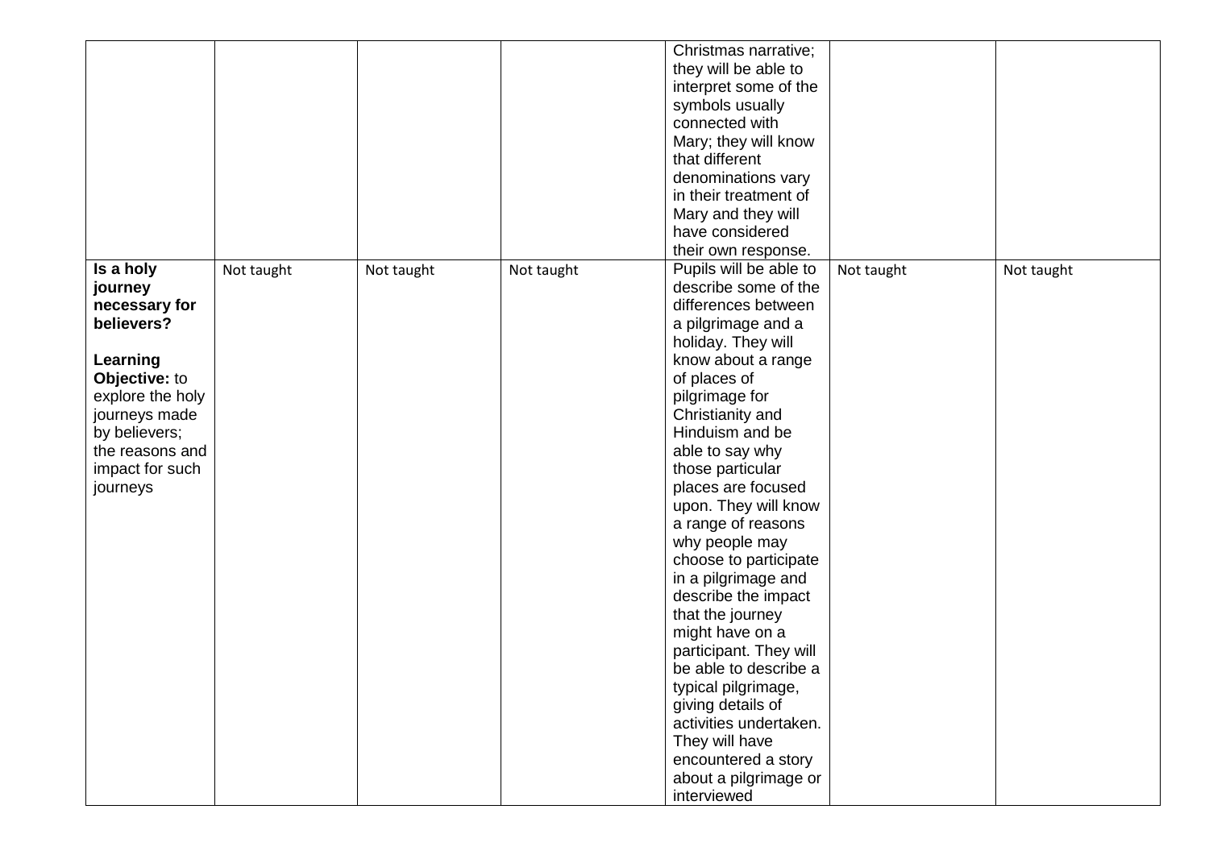| | | | | | | |
|---|---|---|---|---|---|---|
| | | | | Christmas narrative; they will be able to interpret some of the symbols usually connected with Mary; they will know that different denominations vary in their treatment of Mary and they will have considered their own response. | | |
| **Is a holy journey necessary for believers?**<br><br>**Learning Objective:** to explore the holy journeys made by believers; the reasons and impact for such journeys | Not taught | Not taught | Not taught | Pupils will be able to describe some of the differences between a pilgrimage and a holiday. They will know about a range of places of pilgrimage for Christianity and Hinduism and be able to say why those particular places are focused upon. They will know a range of reasons why people may choose to participate in a pilgrimage and describe the impact that the journey might have on a participant. They will be able to describe a typical pilgrimage, giving details of activities undertaken. They will have encountered a story about a pilgrimage or interviewed | Not taught | Not taught |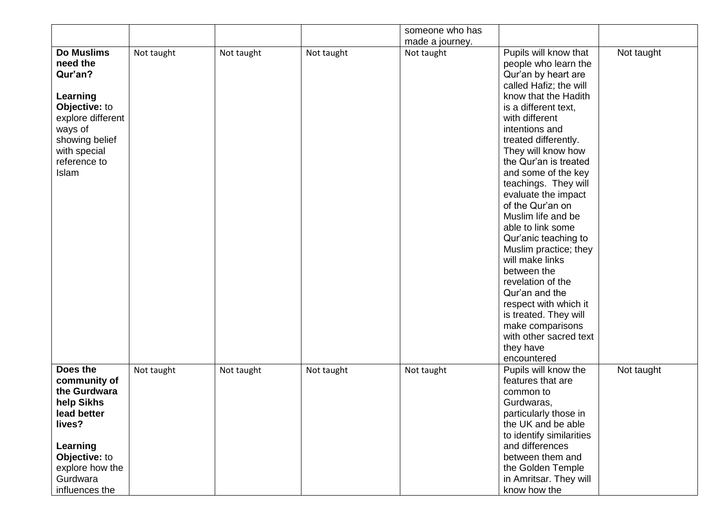| | | | | | | |
|---|---|---|---|---|---|---|
| | | | | someone who has made a journey. | | |
| **Do Muslims need the Qur'an?**<br><br>**Learning Objective:** to explore different ways of showing belief with special reference to Islam | Not taught | Not taught | Not taught | Not taught | Pupils will know that people who learn the Qur'an by heart are called Hafiz; the will know that the Hadith is a different text, with different intentions and treated differently. They will know how the Qur'an is treated and some of the key teachings. They will evaluate the impact of the Qur'an on Muslim life and be able to link some Qur'anic teaching to Muslim practice; they will make links between the revelation of the Qur'an and the respect with which it is treated. They will make comparisons with other sacred text they have encountered | Not taught |
| **Does the community of the Gurdwara help Sikhs lead better lives?**<br><br>**Learning Objective:** to explore how the Gurdwara influences the | Not taught | Not taught | Not taught | Not taught | Pupils will know the features that are common to Gurdwaras, particularly those in the UK and be able to identify similarities and differences between them and the Golden Temple in Amritsar. They will know how the | Not taught |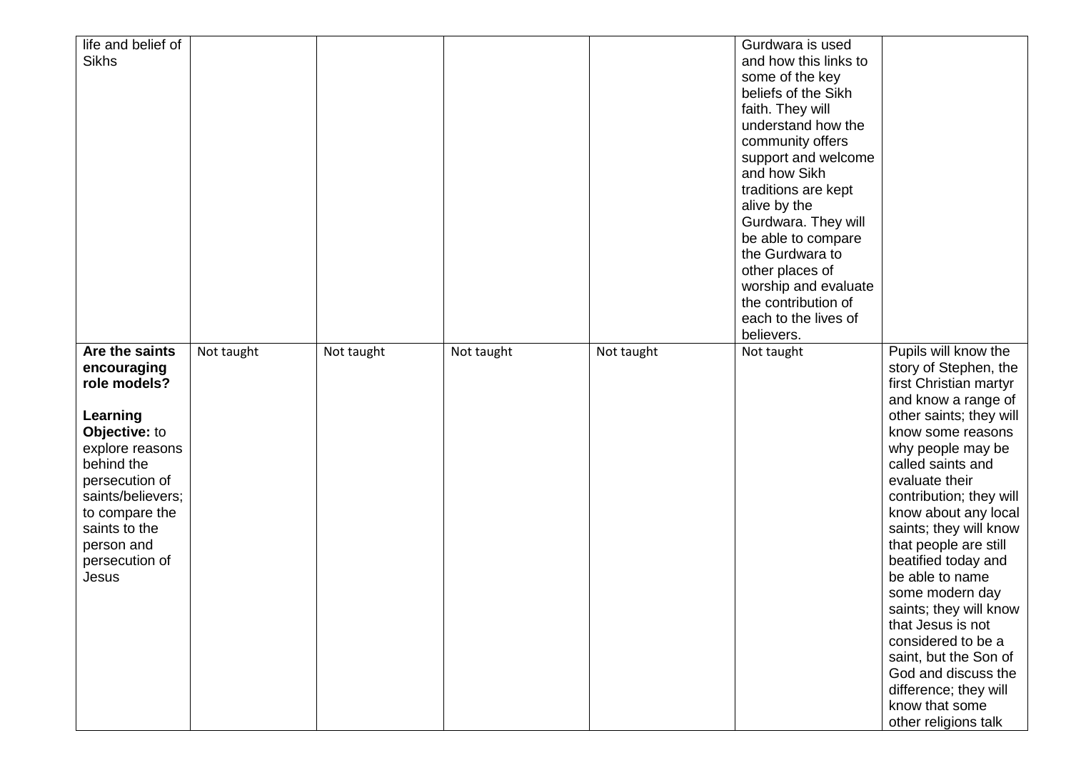| | | | | | | | |
|---|---|---|---|---|---|---|---|
| life and belief of Sikhs | | | | | | Gurdwara is used and how this links to some of the key beliefs of the Sikh faith. They will understand how the community offers support and welcome and how Sikh traditions are kept alive by the Gurdwara. They will be able to compare the Gurdwara to other places of worship and evaluate the contribution of each to the lives of believers. | |
| **Are the saints encouraging role models?**<br><br>**Learning Objective:** to explore reasons behind the persecution of saints/believers; to compare the saints to the person and persecution of Jesus | Not taught | Not taught | Not taught | Not taught | Not taught | Not taught | Pupils will know the story of Stephen, the first Christian martyr and know a range of other saints; they will know some reasons why people may be called saints and evaluate their contribution; they will know about any local saints; they will know that people are still beatified today and be able to name some modern day saints; they will know that Jesus is not considered to be a saint, but the Son of God and discuss the difference; they will know that some other religions talk |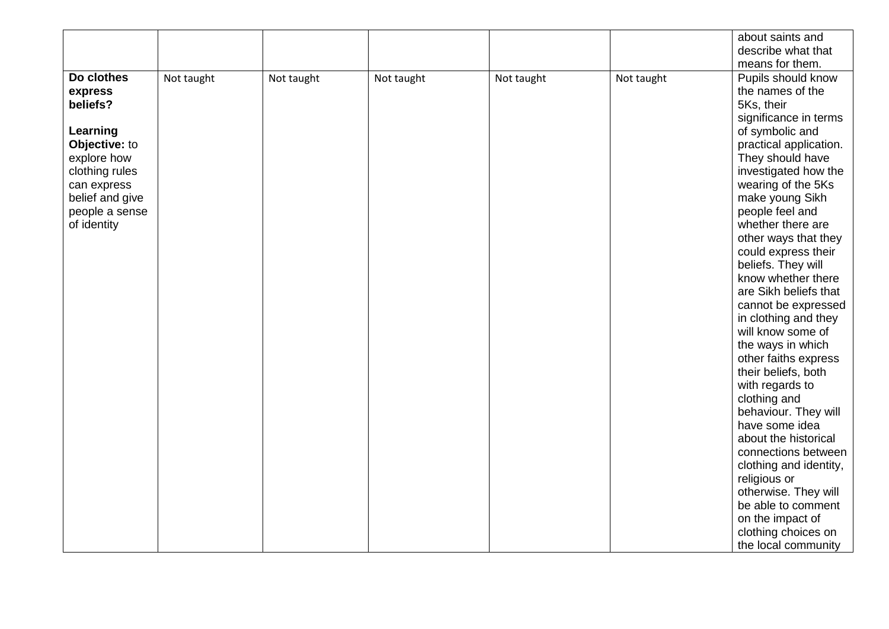| | | | | | | |
|---|---|---|---|---|---|---|
| | | | | | | about saints and describe what that means for them. |
| **Do clothes express beliefs?**<br><br>**Learning Objective:** to explore how clothing rules can express belief and give people a sense of identity | Not taught | Not taught | Not taught | Not taught | Not taught | Pupils should know the names of the 5Ks, their significance in terms of symbolic and practical application. They should have investigated how the wearing of the 5Ks make young Sikh people feel and whether there are other ways that they could express their beliefs. They will know whether there are Sikh beliefs that cannot be expressed in clothing and they will know some of the ways in which other faiths express their beliefs, both with regards to clothing and behaviour. They will have some idea about the historical connections between clothing and identity, religious or otherwise. They will be able to comment on the impact of clothing choices on the local community |